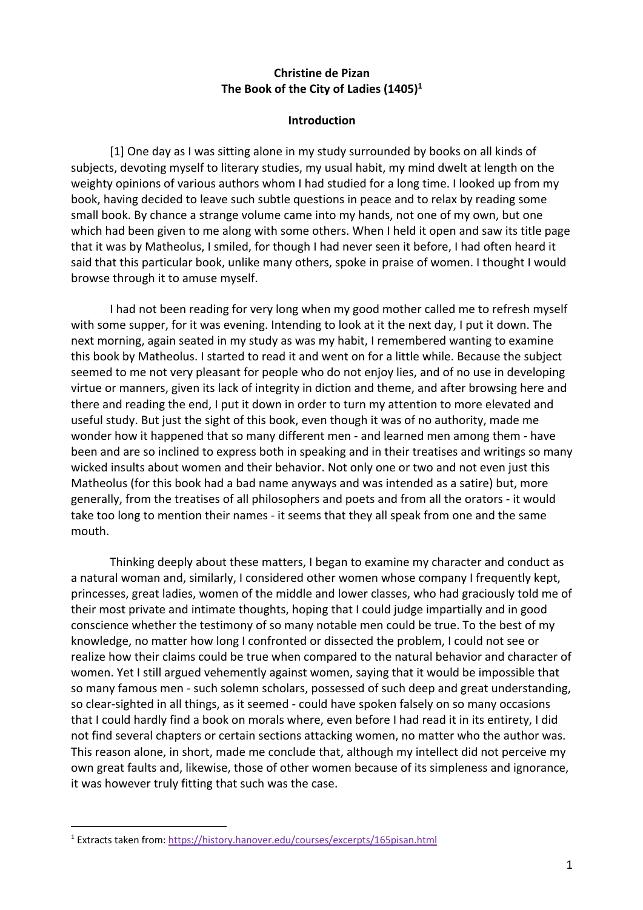**Christine de Pizan**
**The Book of the City of Ladies (1405)[1]**

**Introduction**

[1] One day as I was sitting alone in my study surrounded by books on all kinds of subjects, devoting myself to literary studies, my usual habit, my mind dwelt at length on the weighty opinions of various authors whom I had studied for a long time. I looked up from my book, having decided to leave such subtle questions in peace and to relax by reading some small book. By chance a strange volume came into my hands, not one of my own, but one which had been given to me along with some others. When I held it open and saw its title page that it was by Matheolus, I smiled, for though I had never seen it before, I had often heard it said that this particular book, unlike many others, spoke in praise of women. I thought I would browse through it to amuse myself.

I had not been reading for very long when my good mother called me to refresh myself with some supper, for it was evening. Intending to look at it the next day, I put it down. The next morning, again seated in my study as was my habit, I remembered wanting to examine this book by Matheolus. I started to read it and went on for a little while. Because the subject seemed to me not very pleasant for people who do not enjoy lies, and of no use in developing virtue or manners, given its lack of integrity in diction and theme, and after browsing here and there and reading the end, I put it down in order to turn my attention to more elevated and useful study. But just the sight of this book, even though it was of no authority, made me wonder how it happened that so many different men - and learned men among them - have been and are so inclined to express both in speaking and in their treatises and writings so many wicked insults about women and their behavior. Not only one or two and not even just this Matheolus (for this book had a bad name anyways and was intended as a satire) but, more generally, from the treatises of all philosophers and poets and from all the orators - it would take too long to mention their names - it seems that they all speak from one and the same mouth.

Thinking deeply about these matters, I began to examine my character and conduct as a natural woman and, similarly, I considered other women whose company I frequently kept, princesses, great ladies, women of the middle and lower classes, who had graciously told me of their most private and intimate thoughts, hoping that I could judge impartially and in good conscience whether the testimony of so many notable men could be true. To the best of my knowledge, no matter how long I confronted or dissected the problem, I could not see or realize how their claims could be true when compared to the natural behavior and character of women. Yet I still argued vehemently against women, saying that it would be impossible that so many famous men - such solemn scholars, possessed of such deep and great understanding, so clear-sighted in all things, as it seemed - could have spoken falsely on so many occasions that I could hardly find a book on morals where, even before I had read it in its entirety, I did not find several chapters or certain sections attacking women, no matter who the author was. This reason alone, in short, made me conclude that, although my intellect did not perceive my own great faults and, likewise, those of other women because of its simpleness and ignorance, it was however truly fitting that such was the case.

---

[1] Extracts taken from: https://history.hanover.edu/courses/excerpts/165pisan.html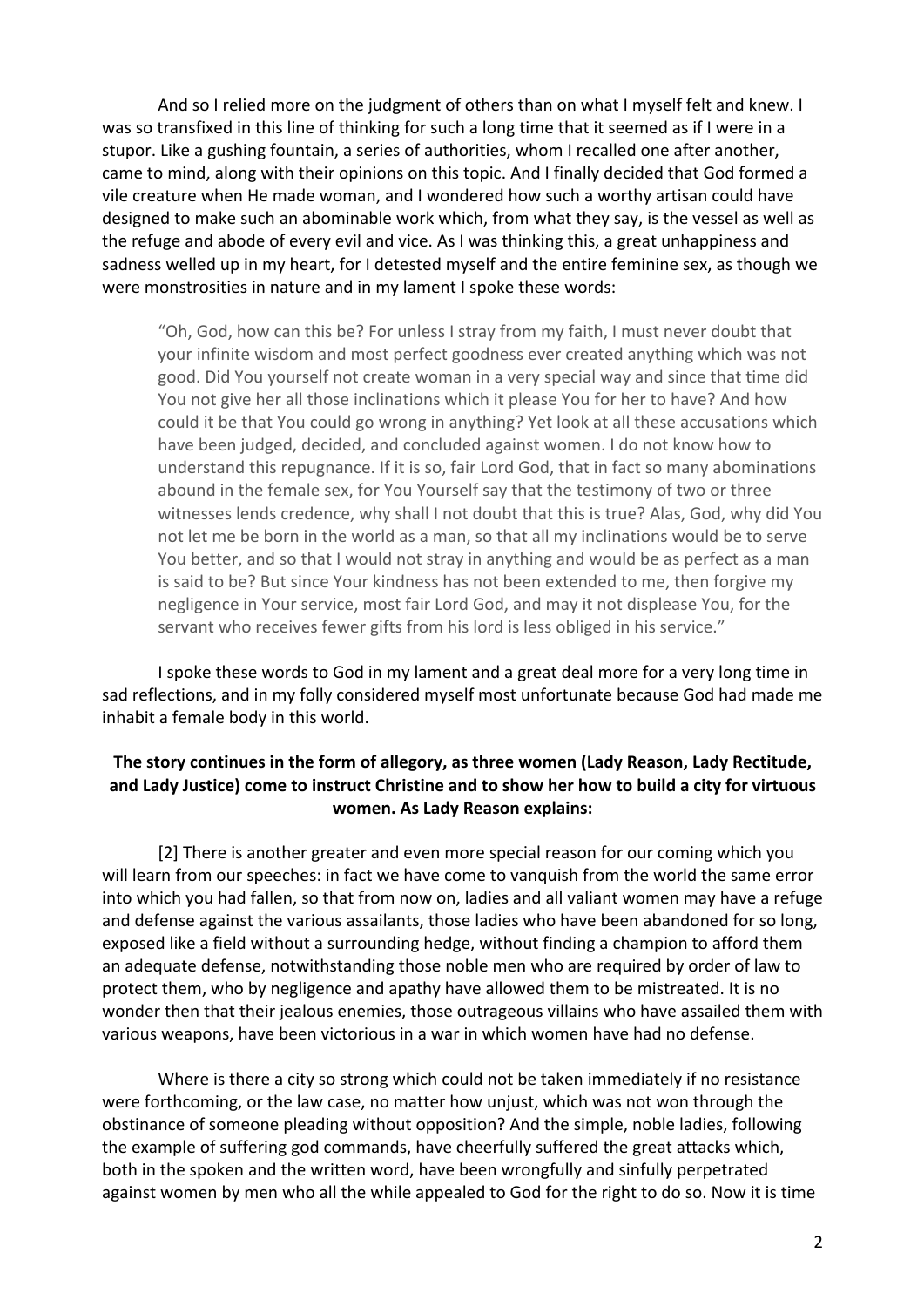And so I relied more on the judgment of others than on what I myself felt and knew. I was so transfixed in this line of thinking for such a long time that it seemed as if I were in a stupor. Like a gushing fountain, a series of authorities, whom I recalled one after another, came to mind, along with their opinions on this topic. And I finally decided that God formed a vile creature when He made woman, and I wondered how such a worthy artisan could have designed to make such an abominable work which, from what they say, is the vessel as well as the refuge and abode of every evil and vice. As I was thinking this, a great unhappiness and sadness welled up in my heart, for I detested myself and the entire feminine sex, as though we were monstrosities in nature and in my lament I spoke these words:

> "Oh, God, how can this be? For unless I stray from my faith, I must never doubt that your infinite wisdom and most perfect goodness ever created anything which was not good. Did You yourself not create woman in a very special way and since that time did You not give her all those inclinations which it please You for her to have? And how could it be that You could go wrong in anything? Yet look at all these accusations which have been judged, decided, and concluded against women. I do not know how to understand this repugnance. If it is so, fair Lord God, that in fact so many abominations abound in the female sex, for You Yourself say that the testimony of two or three witnesses lends credence, why shall I not doubt that this is true? Alas, God, why did You not let me be born in the world as a man, so that all my inclinations would be to serve You better, and so that I would not stray in anything and would be as perfect as a man is said to be? But since Your kindness has not been extended to me, then forgive my negligence in Your service, most fair Lord God, and may it not displease You, for the servant who receives fewer gifts from his lord is less obliged in his service."

I spoke these words to God in my lament and a great deal more for a very long time in sad reflections, and in my folly considered myself most unfortunate because God had made me inhabit a female body in this world.

**The story continues in the form of allegory, as three women (Lady Reason, Lady Rectitude, and Lady Justice) come to instruct Christine and to show her how to build a city for virtuous women. As Lady Reason explains:**

[2] There is another greater and even more special reason for our coming which you will learn from our speeches: in fact we have come to vanquish from the world the same error into which you had fallen, so that from now on, ladies and all valiant women may have a refuge and defense against the various assailants, those ladies who have been abandoned for so long, exposed like a field without a surrounding hedge, without finding a champion to afford them an adequate defense, notwithstanding those noble men who are required by order of law to protect them, who by negligence and apathy have allowed them to be mistreated. It is no wonder then that their jealous enemies, those outrageous villains who have assailed them with various weapons, have been victorious in a war in which women have had no defense.

Where is there a city so strong which could not be taken immediately if no resistance were forthcoming, or the law case, no matter how unjust, which was not won through the obstinance of someone pleading without opposition? And the simple, noble ladies, following the example of suffering god commands, have cheerfully suffered the great attacks which, both in the spoken and the written word, have been wrongfully and sinfully perpetrated against women by men who all the while appealed to God for the right to do so. Now it is time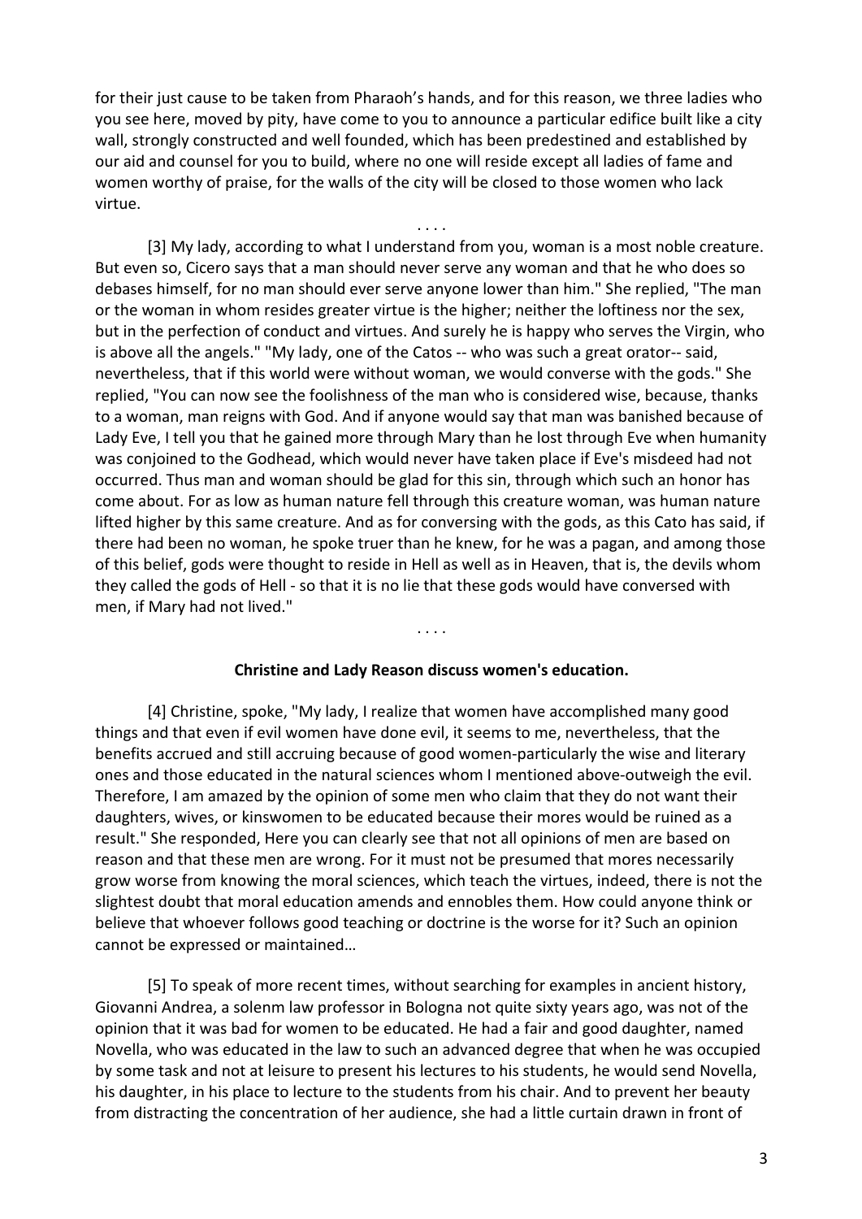for their just cause to be taken from Pharaoh's hands, and for this reason, we three ladies who you see here, moved by pity, have come to you to announce a particular edifice built like a city wall, strongly constructed and well founded, which has been predestined and established by our aid and counsel for you to build, where no one will reside except all ladies of fame and women worthy of praise, for the walls of the city will be closed to those women who lack virtue.

. . . .

[3] My lady, according to what I understand from you, woman is a most noble creature. But even so, Cicero says that a man should never serve any woman and that he who does so debases himself, for no man should ever serve anyone lower than him." She replied, "The man or the woman in whom resides greater virtue is the higher; neither the loftiness nor the sex, but in the perfection of conduct and virtues. And surely he is happy who serves the Virgin, who is above all the angels." "My lady, one of the Catos -- who was such a great orator-- said, nevertheless, that if this world were without woman, we would converse with the gods." She replied, "You can now see the foolishness of the man who is considered wise, because, thanks to a woman, man reigns with God. And if anyone would say that man was banished because of Lady Eve, I tell you that he gained more through Mary than he lost through Eve when humanity was conjoined to the Godhead, which would never have taken place if Eve's misdeed had not occurred. Thus man and woman should be glad for this sin, through which such an honor has come about. For as low as human nature fell through this creature woman, was human nature lifted higher by this same creature. And as for conversing with the gods, as this Cato has said, if there had been no woman, he spoke truer than he knew, for he was a pagan, and among those of this belief, gods were thought to reside in Hell as well as in Heaven, that is, the devils whom they called the gods of Hell - so that it is no lie that these gods would have conversed with men, if Mary had not lived."

. . . .

**Christine and Lady Reason discuss women's education.**

[4] Christine, spoke, "My lady, I realize that women have accomplished many good things and that even if evil women have done evil, it seems to me, nevertheless, that the benefits accrued and still accruing because of good women-particularly the wise and literary ones and those educated in the natural sciences whom I mentioned above-outweigh the evil. Therefore, I am amazed by the opinion of some men who claim that they do not want their daughters, wives, or kinswomen to be educated because their mores would be ruined as a result." She responded, Here you can clearly see that not all opinions of men are based on reason and that these men are wrong. For it must not be presumed that mores necessarily grow worse from knowing the moral sciences, which teach the virtues, indeed, there is not the slightest doubt that moral education amends and ennobles them. How could anyone think or believe that whoever follows good teaching or doctrine is the worse for it? Such an opinion cannot be expressed or maintained…

[5] To speak of more recent times, without searching for examples in ancient history, Giovanni Andrea, a solenm law professor in Bologna not quite sixty years ago, was not of the opinion that it was bad for women to be educated. He had a fair and good daughter, named Novella, who was educated in the law to such an advanced degree that when he was occupied by some task and not at leisure to present his lectures to his students, he would send Novella, his daughter, in his place to lecture to the students from his chair. And to prevent her beauty from distracting the concentration of her audience, she had a little curtain drawn in front of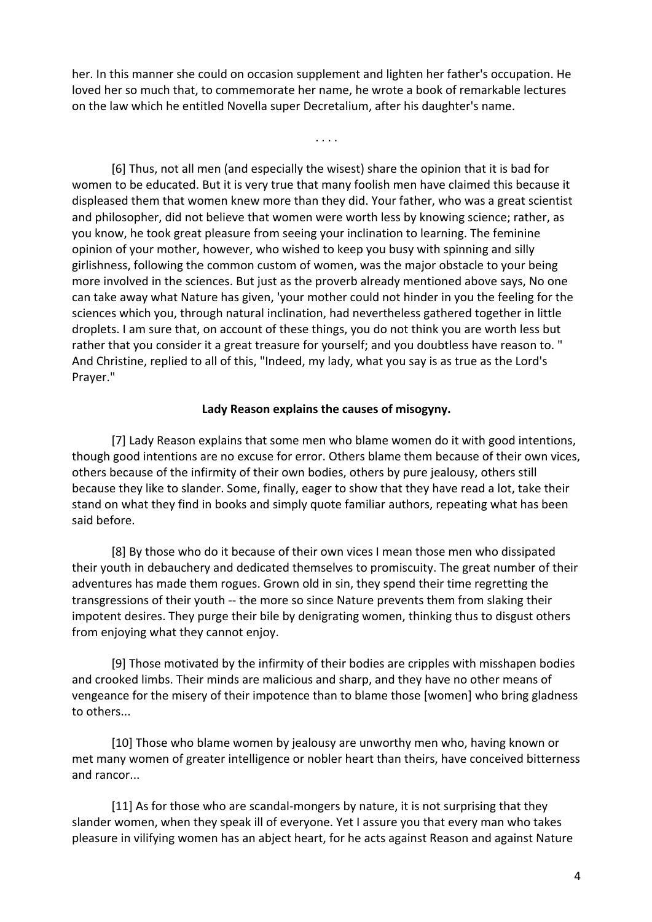her. In this manner she could on occasion supplement and lighten her father's occupation. He loved her so much that, to commemorate her name, he wrote a book of remarkable lectures on the law which he entitled Novella super Decretalium, after his daughter's name.

. . . .

[6] Thus, not all men (and especially the wisest) share the opinion that it is bad for women to be educated. But it is very true that many foolish men have claimed this because it displeased them that women knew more than they did. Your father, who was a great scientist and philosopher, did not believe that women were worth less by knowing science; rather, as you know, he took great pleasure from seeing your inclination to learning. The feminine opinion of your mother, however, who wished to keep you busy with spinning and silly girlishness, following the common custom of women, was the major obstacle to your being more involved in the sciences. But just as the proverb already mentioned above says, No one can take away what Nature has given, 'your mother could not hinder in you the feeling for the sciences which you, through natural inclination, had nevertheless gathered together in little droplets. I am sure that, on account of these things, you do not think you are worth less but rather that you consider it a great treasure for yourself; and you doubtless have reason to. " And Christine, replied to all of this, "Indeed, my lady, what you say is as true as the Lord's Prayer."

**Lady Reason explains the causes of misogyny.**

[7] Lady Reason explains that some men who blame women do it with good intentions, though good intentions are no excuse for error. Others blame them because of their own vices, others because of the infirmity of their own bodies, others by pure jealousy, others still because they like to slander. Some, finally, eager to show that they have read a lot, take their stand on what they find in books and simply quote familiar authors, repeating what has been said before.

[8] By those who do it because of their own vices I mean those men who dissipated their youth in debauchery and dedicated themselves to promiscuity. The great number of their adventures has made them rogues. Grown old in sin, they spend their time regretting the transgressions of their youth -- the more so since Nature prevents them from slaking their impotent desires. They purge their bile by denigrating women, thinking thus to disgust others from enjoying what they cannot enjoy.

[9] Those motivated by the infirmity of their bodies are cripples with misshapen bodies and crooked limbs. Their minds are malicious and sharp, and they have no other means of vengeance for the misery of their impotence than to blame those [women] who bring gladness to others...

[10] Those who blame women by jealousy are unworthy men who, having known or met many women of greater intelligence or nobler heart than theirs, have conceived bitterness and rancor...

[11] As for those who are scandal-mongers by nature, it is not surprising that they slander women, when they speak ill of everyone. Yet I assure you that every man who takes pleasure in vilifying women has an abject heart, for he acts against Reason and against Nature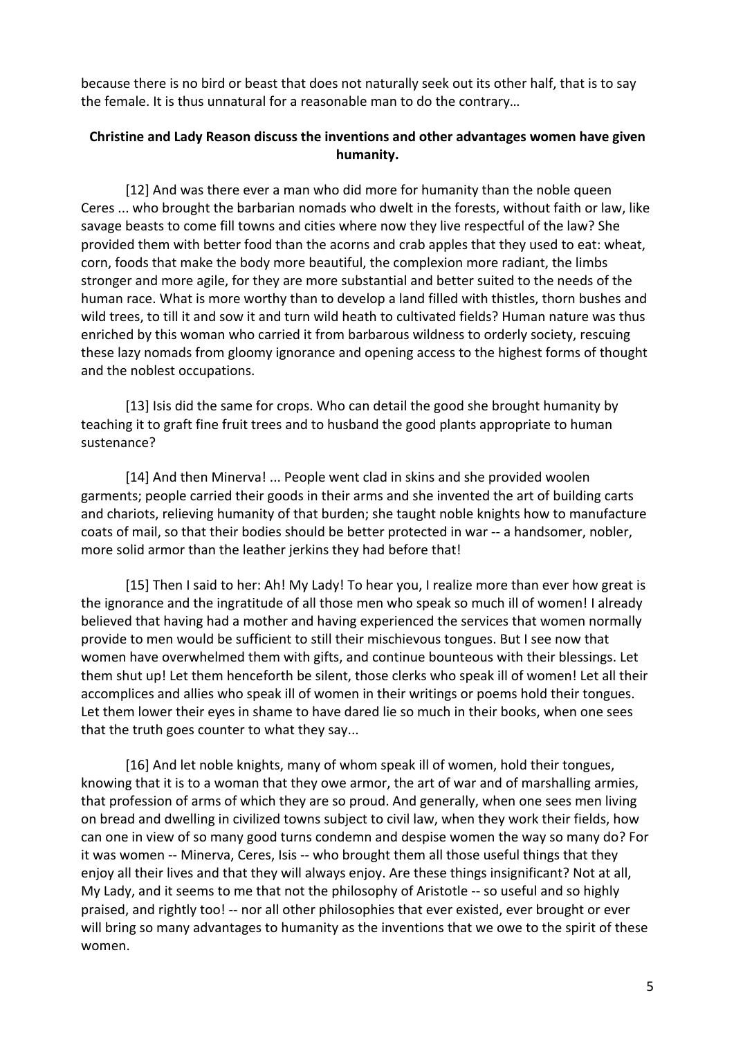because there is no bird or beast that does not naturally seek out its other half, that is to say the female. It is thus unnatural for a reasonable man to do the contrary…

**Christine and Lady Reason discuss the inventions and other advantages women have given humanity.**

[12] And was there ever a man who did more for humanity than the noble queen Ceres ... who brought the barbarian nomads who dwelt in the forests, without faith or law, like savage beasts to come fill towns and cities where now they live respectful of the law? She provided them with better food than the acorns and crab apples that they used to eat: wheat, corn, foods that make the body more beautiful, the complexion more radiant, the limbs stronger and more agile, for they are more substantial and better suited to the needs of the human race. What is more worthy than to develop a land filled with thistles, thorn bushes and wild trees, to till it and sow it and turn wild heath to cultivated fields? Human nature was thus enriched by this woman who carried it from barbarous wildness to orderly society, rescuing these lazy nomads from gloomy ignorance and opening access to the highest forms of thought and the noblest occupations.

[13] Isis did the same for crops. Who can detail the good she brought humanity by teaching it to graft fine fruit trees and to husband the good plants appropriate to human sustenance?

[14] And then Minerva! ... People went clad in skins and she provided woolen garments; people carried their goods in their arms and she invented the art of building carts and chariots, relieving humanity of that burden; she taught noble knights how to manufacture coats of mail, so that their bodies should be better protected in war -- a handsomer, nobler, more solid armor than the leather jerkins they had before that!

[15] Then I said to her: Ah! My Lady! To hear you, I realize more than ever how great is the ignorance and the ingratitude of all those men who speak so much ill of women! I already believed that having had a mother and having experienced the services that women normally provide to men would be sufficient to still their mischievous tongues. But I see now that women have overwhelmed them with gifts, and continue bounteous with their blessings. Let them shut up! Let them henceforth be silent, those clerks who speak ill of women! Let all their accomplices and allies who speak ill of women in their writings or poems hold their tongues. Let them lower their eyes in shame to have dared lie so much in their books, when one sees that the truth goes counter to what they say...

[16] And let noble knights, many of whom speak ill of women, hold their tongues, knowing that it is to a woman that they owe armor, the art of war and of marshalling armies, that profession of arms of which they are so proud. And generally, when one sees men living on bread and dwelling in civilized towns subject to civil law, when they work their fields, how can one in view of so many good turns condemn and despise women the way so many do? For it was women -- Minerva, Ceres, Isis -- who brought them all those useful things that they enjoy all their lives and that they will always enjoy. Are these things insignificant? Not at all, My Lady, and it seems to me that not the philosophy of Aristotle -- so useful and so highly praised, and rightly too! -- nor all other philosophies that ever existed, ever brought or ever will bring so many advantages to humanity as the inventions that we owe to the spirit of these women.